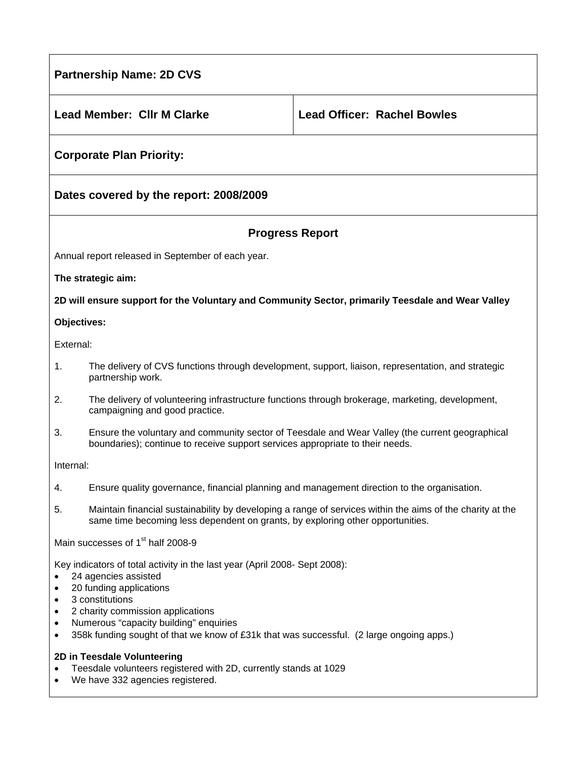**Partnership Name: 2D CVS**

| **Lead Member: Cllr M Clarke** | **Lead Officer: Rachel Bowles** |
|---|---|

**Corpor ate Plan Priority:**

**Dates covered by the report: 2008/2009**

## Progress Report

Annual report released in September of each year.

**The strategic aim:**

**2D will ensure support for the Voluntary and Community Sector, primarily Teesdale and Wear Valley**

**Objectives:**

External:

1. The delivery of CVS functions through development, support, liaison, representation, and strategic partnership work.
2. The delivery of volunteering infrastructure functions through brokerage, marketing, development, campaigning and good practice.
3. Ensure the voluntary and community sector of Teesdale and Wear Valley (the current geographical boundaries); continue to receive support services appropriate to their needs.

Internal:

4. Ensure quality governance, financial planning and management direction to the organisation.
5. Maintain financial sustainability by developing a range of services within the aims of the charity at the same time becoming less dependent on grants, by exploring other opportunities.

Main successes of 1st half 2008-9

Key indicators of total activity in the last year (April 2008- Sept 2008):

- 24 agencies assisted
- 20 funding applications
- 3 constitutions
- 2 charity commission applications
- Numerous "capacity building" enquiries
- 358k funding sought of that we know of £31k that was successful. (2 large ongoing apps.)

**2D in Teesdale Volunteering**

- Teesdale volunteers registered with 2D, currently stands at 1029
- We have 332 agencies registered.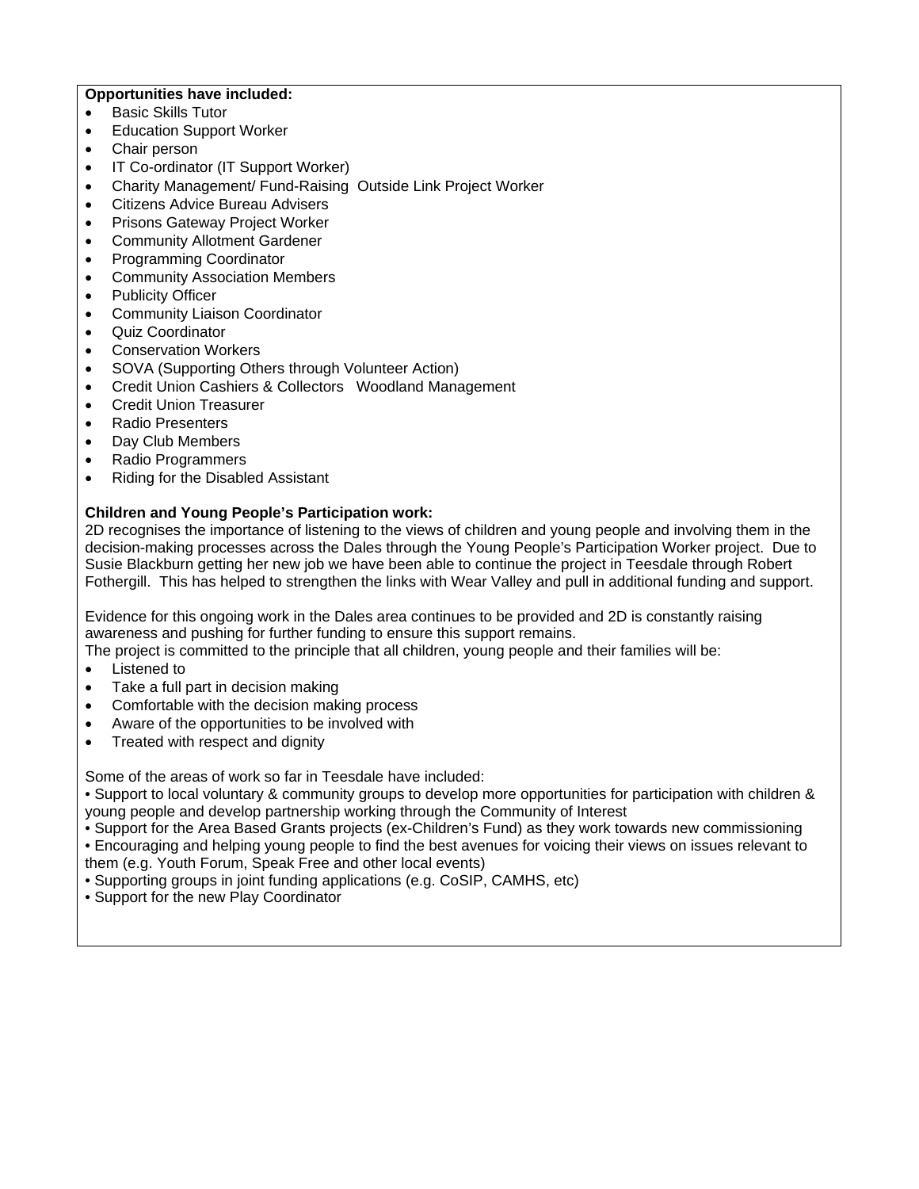**Opportunities have included:**

- Basic Skills Tutor
- Education Support Worker
- Chair person
- IT Co-ordinator (IT Support Worker)
- Charity Management/ Fund-Raising Outside Link Project Worker
- Citizens Advice Bureau Advisers
- Prisons Gateway Project Worker
- Community Allotment Gardener
- Programming Coordinator
- Community Association Members
- Publicity Officer
- Community Liaison Coordinator
- Quiz Coordinator
- Conservation Workers
- SOVA (Supporting Others through Volunteer Action)
- Credit Union Cashiers & Collectors Woodland Management
- Credit Union Treasurer
- Radio Presenters
- Day Club Members
- Radio Programmers
- Riding for the Disabled Assistant

**Children and Young People's Participation work:**

2D recognises the importance of listening to the views of children and young people and involving them in the decision-making processes across the Dales through the Young People's Participation Worker project. Due to Susie Blackburn getting her new job we have been able to continue the project in Teesdale through Robert Fothergill. This has helped to strengthen the links with Wear Valley and pull in additional funding and support.

Evidence for this ongoing work in the Dales area continues to be provided and 2D is constantly raising awareness and pushing for further funding to ensure this support remains.
The project is committed to the principle that all children, young people and their families will be:

- Listened to
- Take a full part in decision making
- Comfortable with the decision making process
- Aware of the opportunities to be involved with
- Treated with respect and dignity

Some of the areas of work so far in Teesdale have included:

- Support to local voluntary & community groups to develop more opportunities for participation with children & young people and develop partnership working through the Community of Interest
- Support for the Area Based Grants projects (ex-Children's Fund) as they work towards new commissioning
- Encouraging and helping young people to find the best avenues for voicing their views on issues relevant to them (e.g. Youth Forum, Speak Free and other local events)
- Supporting groups in joint funding applications (e.g. CoSIP, CAMHS, etc)
- Support for the new Play Coordinator